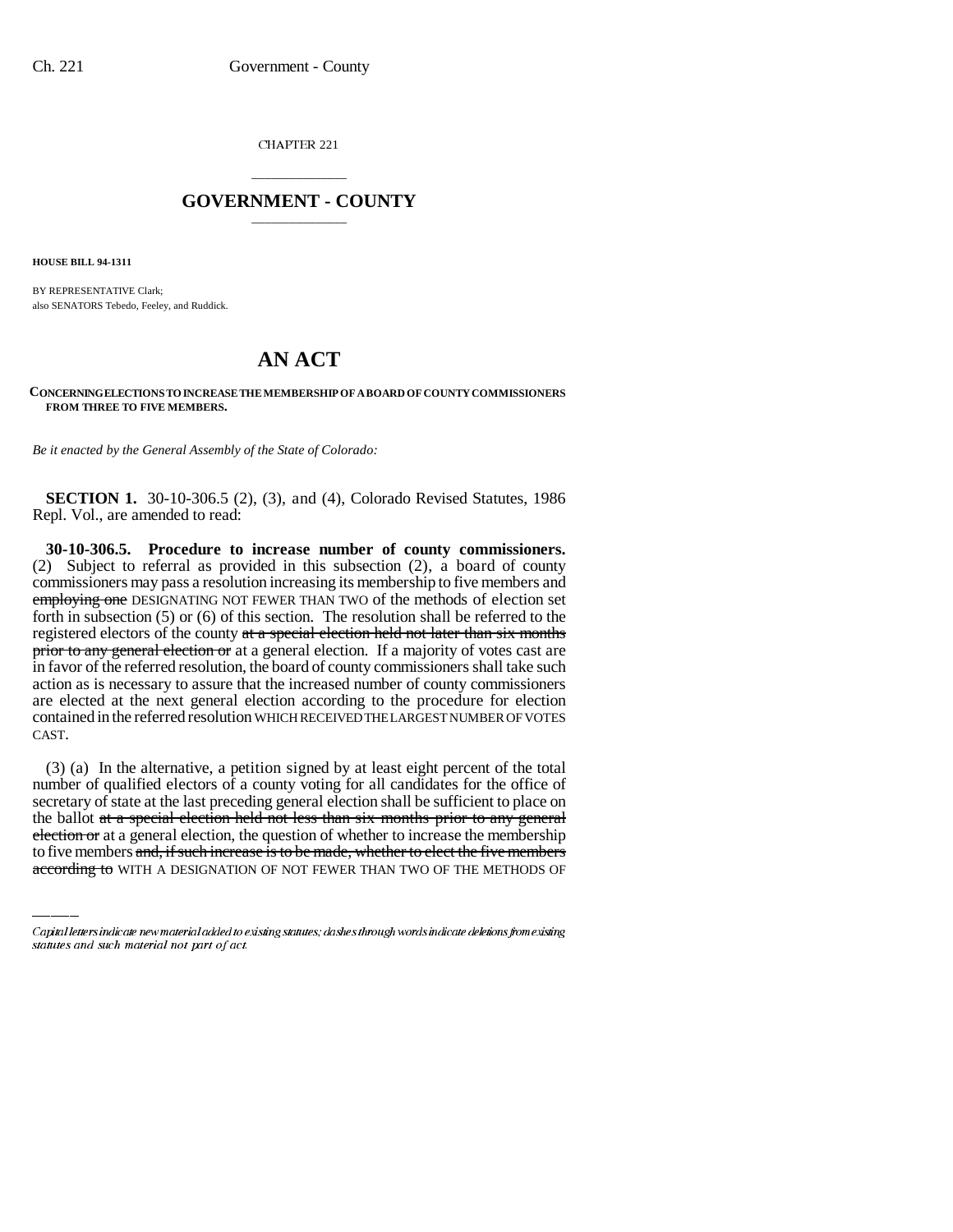CHAPTER 221

## GOVERNMENT - COUNTY

**HOUSE BILL 94-1311**

BY REPRESENTATIVE Clark;
also SENATORS Tebedo, Feeley, and Ruddick.

# AN ACT

**CONCERNING ELECTIONS TO INCREASE THE MEMBERSHIP OF A BOARD OF COUNTY COMMISSIONERS FROM THREE TO FIVE MEMBERS.**

*Be it enacted by the General Assembly of the State of Colorado:*

**SECTION 1.** 30-10-306.5 (2), (3), and (4), Colorado Revised Statutes, 1986 Repl. Vol., are amended to read:

**30-10-306.5. Procedure to increase number of county commissioners.** (2) Subject to referral as provided in this subsection (2), a board of county commissioners may pass a resolution increasing its membership to five members and ~~employing one~~ DESIGNATING NOT FEWER THAN TWO of the methods of election set forth in subsection (5) or (6) of this section. The resolution shall be referred to the registered electors of the county ~~at a special election held not later than six months prior to any general election or~~ at a general election. If a majority of votes cast are in favor of the referred resolution, the board of county commissioners shall take such action as is necessary to assure that the increased number of county commissioners are elected at the next general election according to the procedure for election contained in the referred resolution WHICH RECEIVED THE LARGEST NUMBER OF VOTES CAST.

(3) (a) In the alternative, a petition signed by at least eight percent of the total number of qualified electors of a county voting for all candidates for the office of secretary of state at the last preceding general election shall be sufficient to place on the ballot ~~at a special election held not less than six months prior to any general election or~~ at a general election, the question of whether to increase the membership to five members ~~and, if such increase is to be made, whether to elect the five members according to~~ WITH A DESIGNATION OF NOT FEWER THAN TWO OF THE METHODS OF

Capital letters indicate new material added to existing statutes; dashes through words indicate deletions from existing statutes and such material not part of act.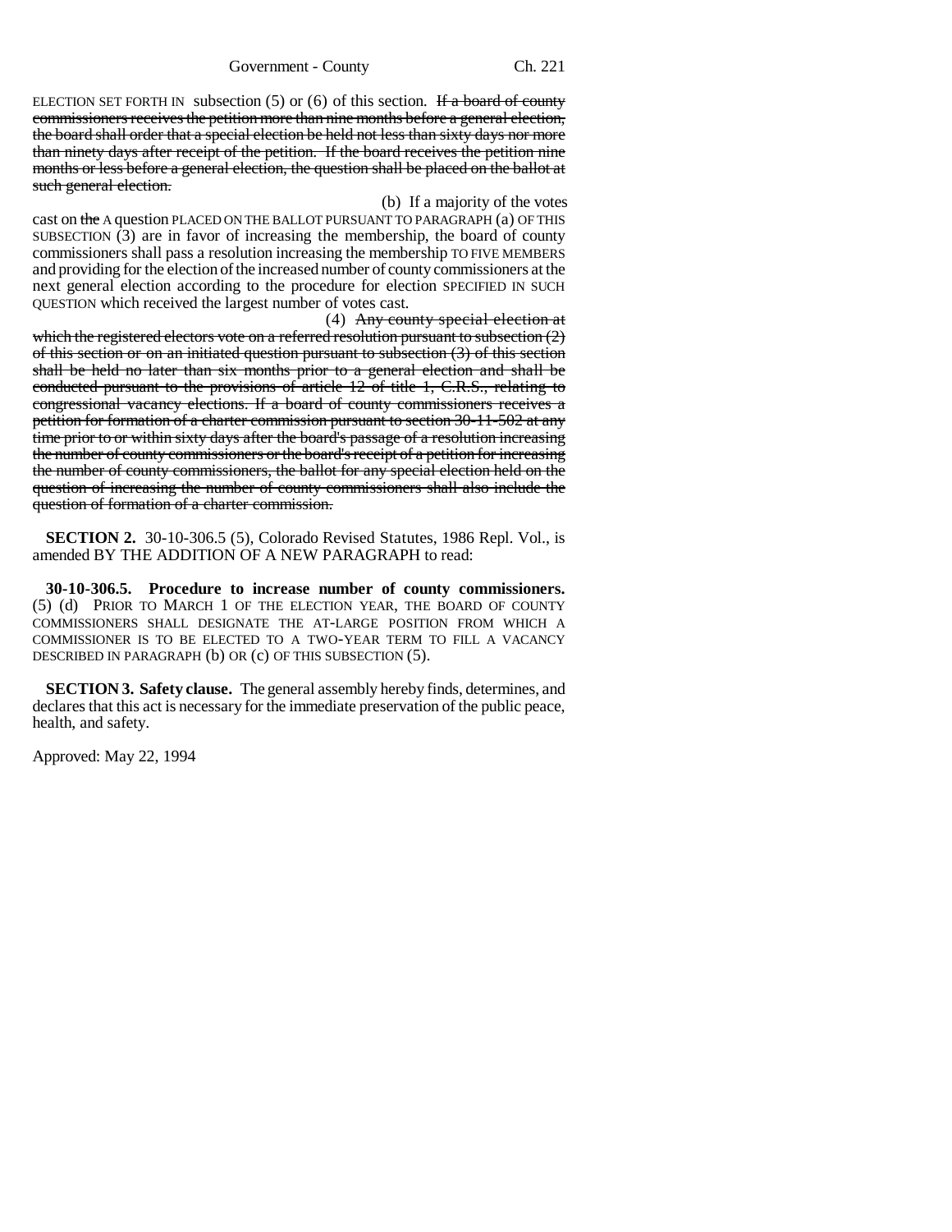ELECTION SET FORTH IN subsection (5) or (6) of this section. ~~If a board of county commissioners receives the petition more than nine months before a general election, the board shall order that a special election be held not less than sixty days nor more than ninety days after receipt of the petition. If the board receives the petition nine months or less before a general election, the question shall be placed on the ballot at such general election.~~

(b) If a majority of the votes cast on ~~the~~ A question PLACED ON THE BALLOT PURSUANT TO PARAGRAPH (a) OF THIS SUBSECTION (3) are in favor of increasing the membership, the board of county commissioners shall pass a resolution increasing the membership TO FIVE MEMBERS and providing for the election of the increased number of county commissioners at the next general election according to the procedure for election SPECIFIED IN SUCH QUESTION which received the largest number of votes cast.

(4) ~~Any county special election at which the registered electors vote on a referred resolution pursuant to subsection (2) of this section or on an initiated question pursuant to subsection (3) of this section shall be held no later than six months prior to a general election and shall be conducted pursuant to the provisions of article 12 of title 1, C.R.S., relating to congressional vacancy elections. If a board of county commissioners receives a petition for formation of a charter commission pursuant to section 30-11-502 at any time prior to or within sixty days after the board's passage of a resolution increasing the number of county commissioners or the board's receipt of a petition for increasing the number of county commissioners, the ballot for any special election held on the question of increasing the number of county commissioners shall also include the question of formation of a charter commission.~~

**SECTION 2.** 30-10-306.5 (5), Colorado Revised Statutes, 1986 Repl. Vol., is amended BY THE ADDITION OF A NEW PARAGRAPH to read:

**30-10-306.5. Procedure to increase number of county commissioners.** (5) (d) PRIOR TO MARCH 1 OF THE ELECTION YEAR, THE BOARD OF COUNTY COMMISSIONERS SHALL DESIGNATE THE AT-LARGE POSITION FROM WHICH A COMMISSIONER IS TO BE ELECTED TO A TWO-YEAR TERM TO FILL A VACANCY DESCRIBED IN PARAGRAPH (b) OR (c) OF THIS SUBSECTION (5).

**SECTION 3. Safety clause.** The general assembly hereby finds, determines, and declares that this act is necessary for the immediate preservation of the public peace, health, and safety.

Approved: May 22, 1994